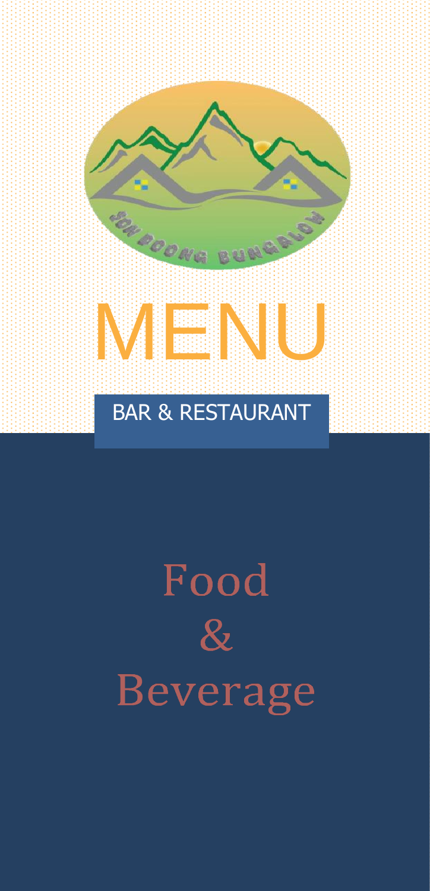SON DOONG BUNGALOW

# MENU

## BAR & RESTAURANT

# Food & Beverage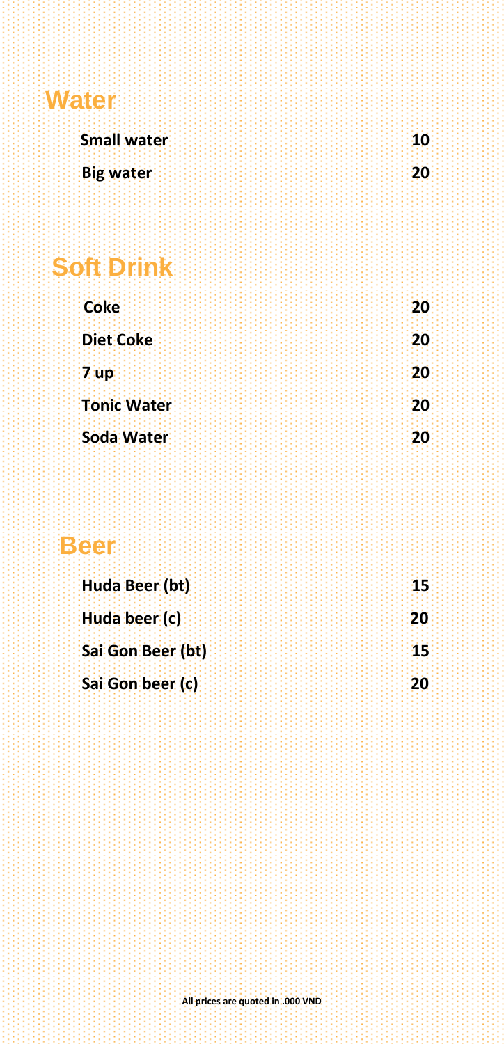## Water

| | |
|---|---|
| **Small water** | **10** |
| **Big water** | **20** |

## Soft Drink

| | |
|---|---|
| **Coke** | **20** |
| **Diet Coke** | **20** |
| **7 up** | **20** |
| **Tonic Water** | **20** |
| **Soda Water** | **20** |

## Beer

| | |
|---|---|
| **Huda Beer (bt)** | **15** |
| **Huda beer (c)** | **20** |
| **Sai Gon Beer (bt)** | **15** |
| **Sai Gon beer (c)** | **20** |

**All prices are quoted in .000 VND**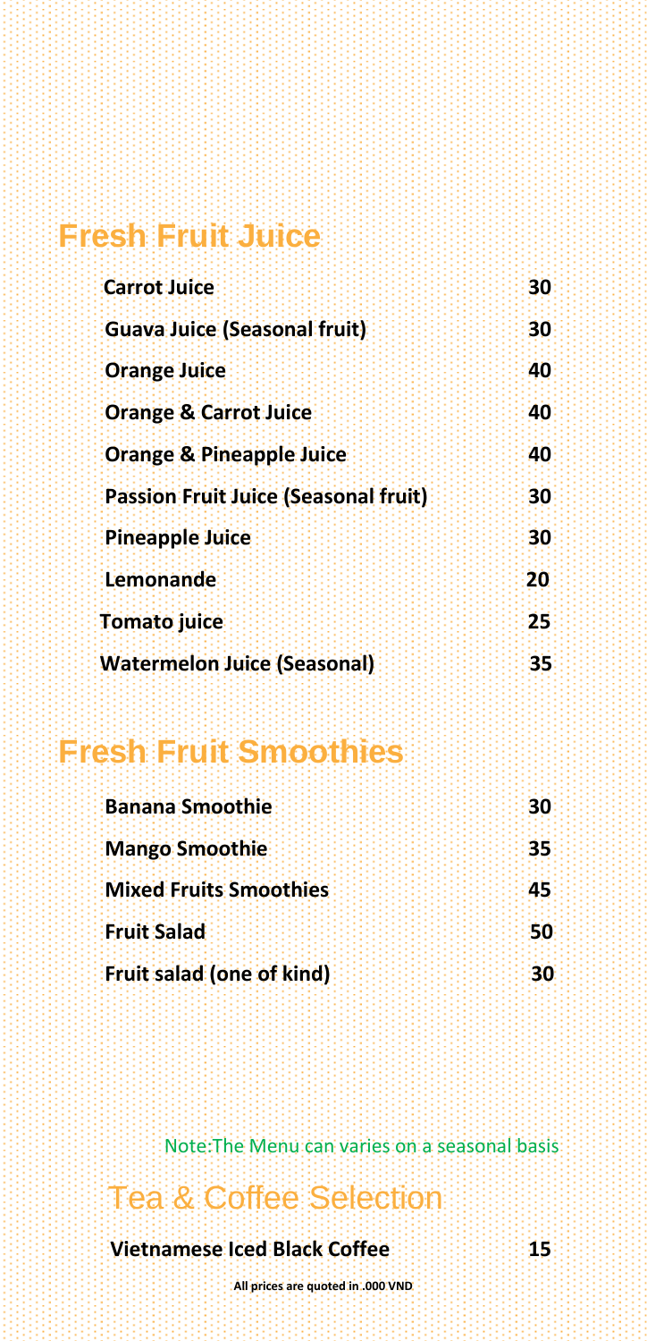## Fresh Fruit Juice

| | |
|---|---|
| **Carrot Juice** | **30** |
| **Guava Juice (Seasonal fruit)** | **30** |
| **Orange Juice** | **40** |
| **Orange & Carrot Juice** | **40** |
| **Orange & Pineapple Juice** | **40** |
| **Passion Fruit Juice (Seasonal fruit)** | **30** |
| **Pineapple Juice** | **30** |
| **Lemonande** | **20** |
| **Tomato juice** | **25** |
| **Watermelon Juice (Seasonal)** | **35** |

## Fresh Fruit Smoothies

| | |
|---|---|
| **Banana Smoothie** | **30** |
| **Mango Smoothie** | **35** |
| **Mixed Fruits Smoothies** | **45** |
| **Fruit Salad** | **50** |
| **Fruit salad (one of kind)** | **30** |

Note:The Menu can varies on a seasonal basis

## Tea & Coffee Selection

| | |
|---|---|
| **Vietnamese Iced Black Coffee** | **15** |

**All prices are quoted in .000 VND**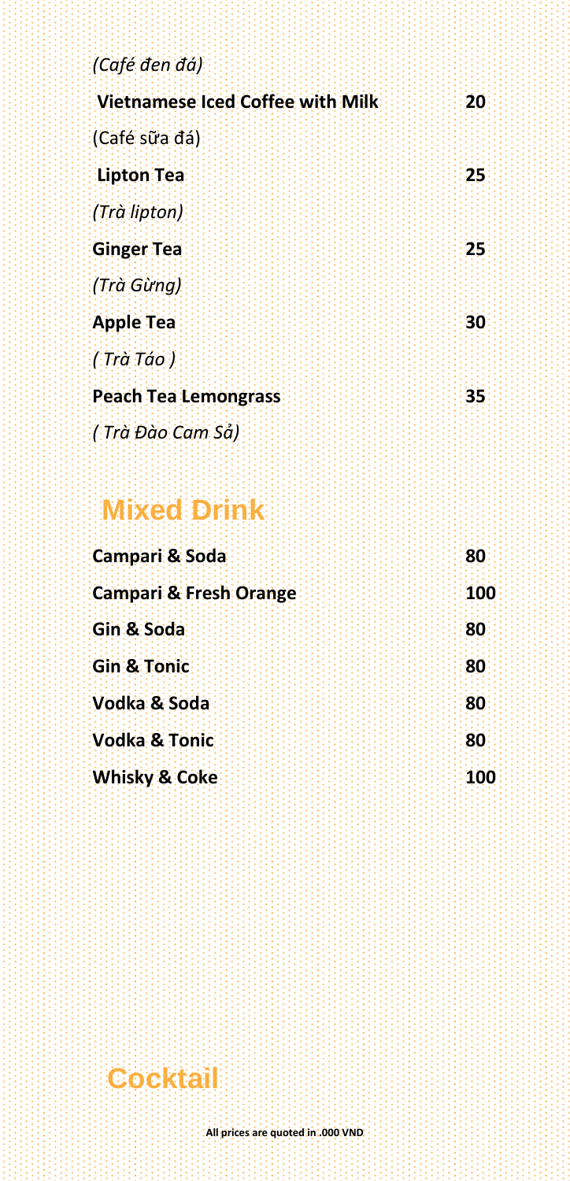*(Café đen đá)*

| | |
|---|---|
| **Vietnamese Iced Coffee with Milk** | **20** |
| (Café sữa đá) | |
| **Lipton Tea** | **25** |
| *(Trà lipton)* | |
| **Ginger Tea** | **25** |
| *(Trà Gừng)* | |
| **Apple Tea** | **30** |
| *( Trà Táo )* | |
| **Peach Tea Lemongrass** | **35** |
| *( Trà Đào Cam Sả)* | |

## Mixed Drink

| | |
|---|---|
| **Campari & Soda** | **80** |
| **Campari & Fresh Orange** | **100** |
| **Gin & Soda** | **80** |
| **Gin & Tonic** | **80** |
| **Vodka & Soda** | **80** |
| **Vodka & Tonic** | **80** |
| **Whisky & Coke** | **100** |

## Cocktail

**All prices are quoted in .000 VND**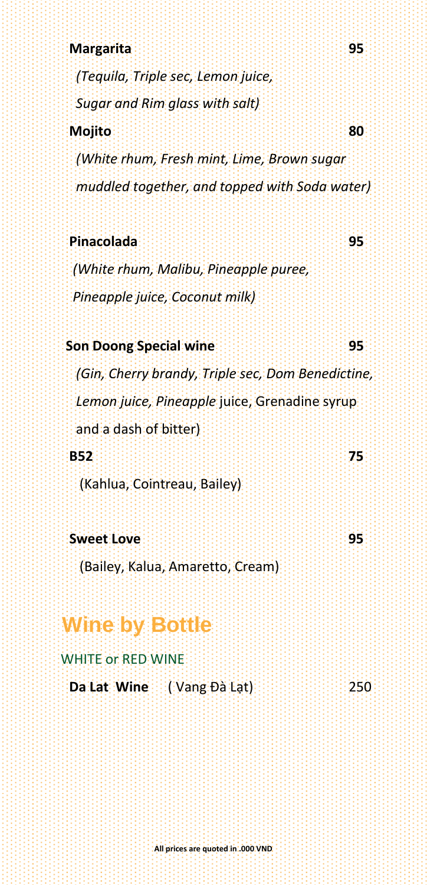**Margarita** **95**

*(Tequila, Triple sec, Lemon juice,*
*Sugar and Rim glass with salt)*

**Mojito** **80**

*(White rhum, Fresh mint, Lime, Brown sugar*
*muddled together, and topped with Soda water)*

**Pinacolada** **95**

*(White rhum, Malibu, Pineapple puree,*
*Pineapple juice, Coconut milk)*

**Son Doong Special wine** **95**

*(Gin, Cherry brandy, Triple sec, Dom Benedictine,*
*Lemon juice, Pineapple* juice, Grenadine syrup
and a dash of bitter)

**B52** **75**

(Kahlua, Cointreau, Bailey)

**Sweet Love** **95**

(Bailey, Kalua, Amaretto, Cream)

## Wine by Bottle

WHITE or RED WINE

**Da Lat Wine** ( Vang Đà Lạt) 250

**All prices are quoted in .000 VND**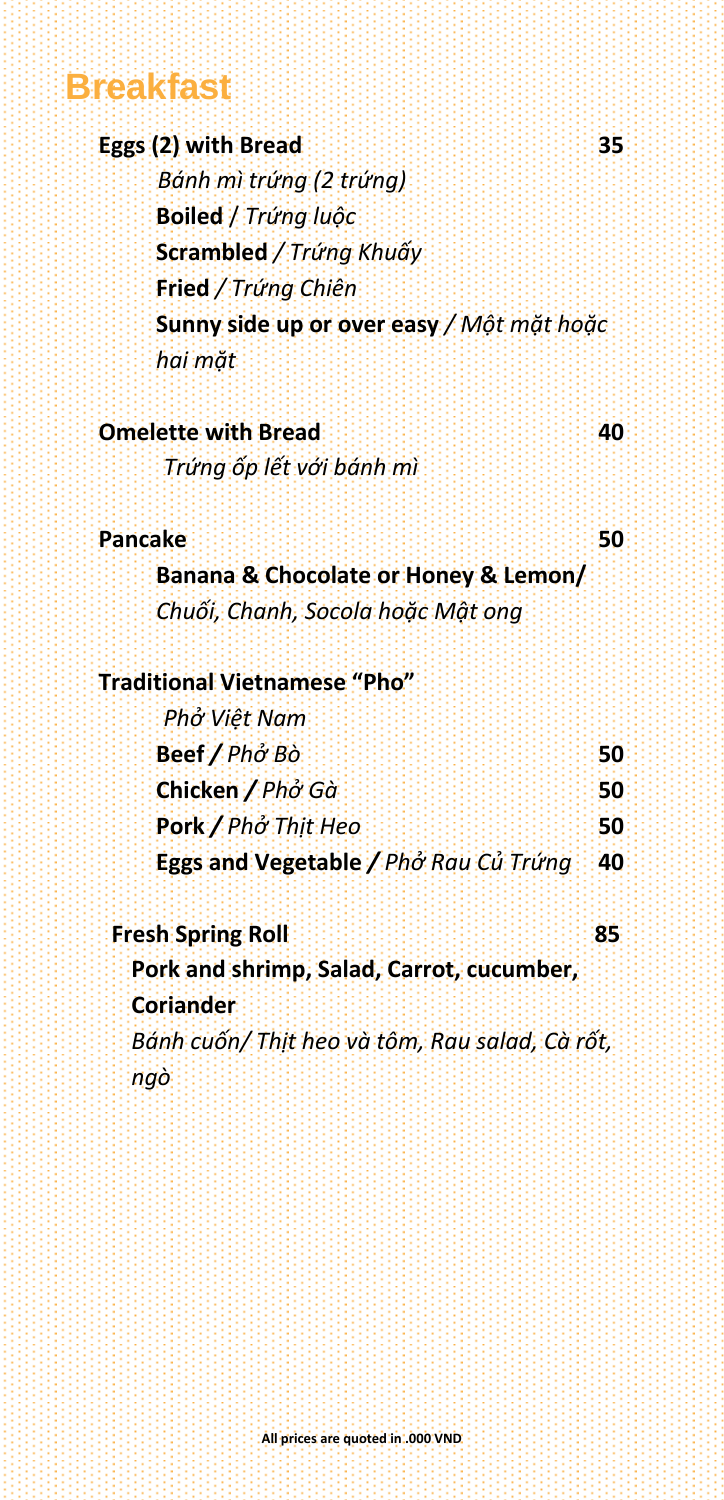# Breakfast

**Eggs (2) with Bread** **35**

*Bánh mì trứng (2 trứng)*

**Boiled** / *Trứng luộc*

**Scrambled** / *Trứng Khuấy*

**Fried** / *Trứng Chiên*

**Sunny side up or over easy** / *Một mặt hoặc hai mặt*

**Omelette with Bread** **40**

*Trứng ốp lết với bánh mì*

**Pancake** **50**

**Banana & Chocolate or Honey & Lemon/**
*Chuối, Chanh, Socola hoặc Mật ong*

**Traditional Vietnamese "Pho"**

*Phở Việt Nam*

| | |
|---|---|
| **Beef /** *Phở Bò* | **50** |
| **Chicken /** *Phở Gà* | **50** |
| **Pork /** *Phở Thịt Heo* | **50** |
| **Eggs and Vegetable /** *Phở Rau Củ Trứng* | **40** |

**Fresh Spring Roll** **85**

**Pork and shrimp, Salad, Carrot, cucumber, Coriander**

*Bánh cuốn/ Thịt heo và tôm, Rau salad, Cà rốt, ngò*

**All prices are quoted in .000 VND**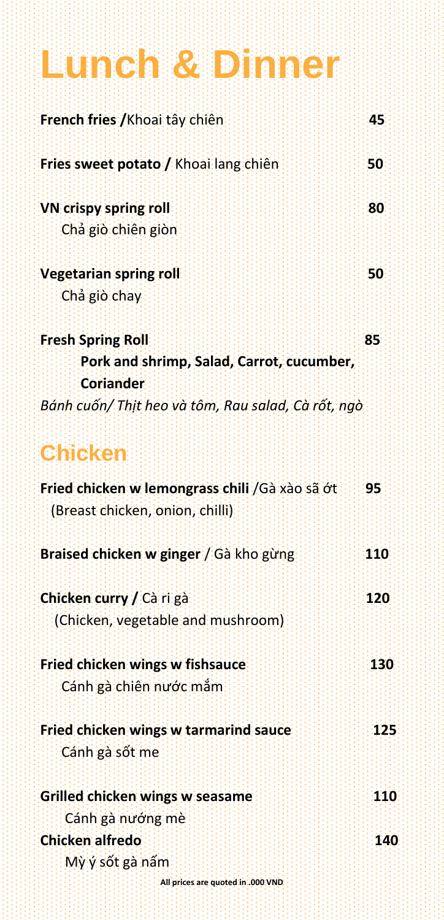# Lunch & Dinner

**French fries /**Khoai tây chiên **45**

**Fries sweet potato /** Khoai lang chiên **50**

**VN crispy spring roll** **80**
Chả giò chiên giòn

**Vegetarian spring roll** **50**
Chả giò chay

**Fresh Spring Roll** **85**
**Pork and shrimp, Salad, Carrot, cucumber, Coriander**
*Bánh cuốn/ Thịt heo và tôm, Rau salad, Cà rốt, ngò*

## Chicken

**Fried chicken w lemongrass chili** /Gà xào sã ớt **95**
(Breast chicken, onion, chilli)

**Braised chicken w ginger** / Gà kho gừng **110**

**Chicken curry /** Cà ri gà **120**
(Chicken, vegetable and mushroom)

**Fried chicken wings w fishsauce** **130**
Cánh gà chiên nước mắm

**Fried chicken wings w tarmarind sauce** **125**
Cánh gà sốt me

**Grilled chicken wings w seasame** **110**
Cánh gà nướng mè

**Chicken alfredo** **140**
Mỳ ý sốt gà nấm

**All prices are quoted in .000 VND**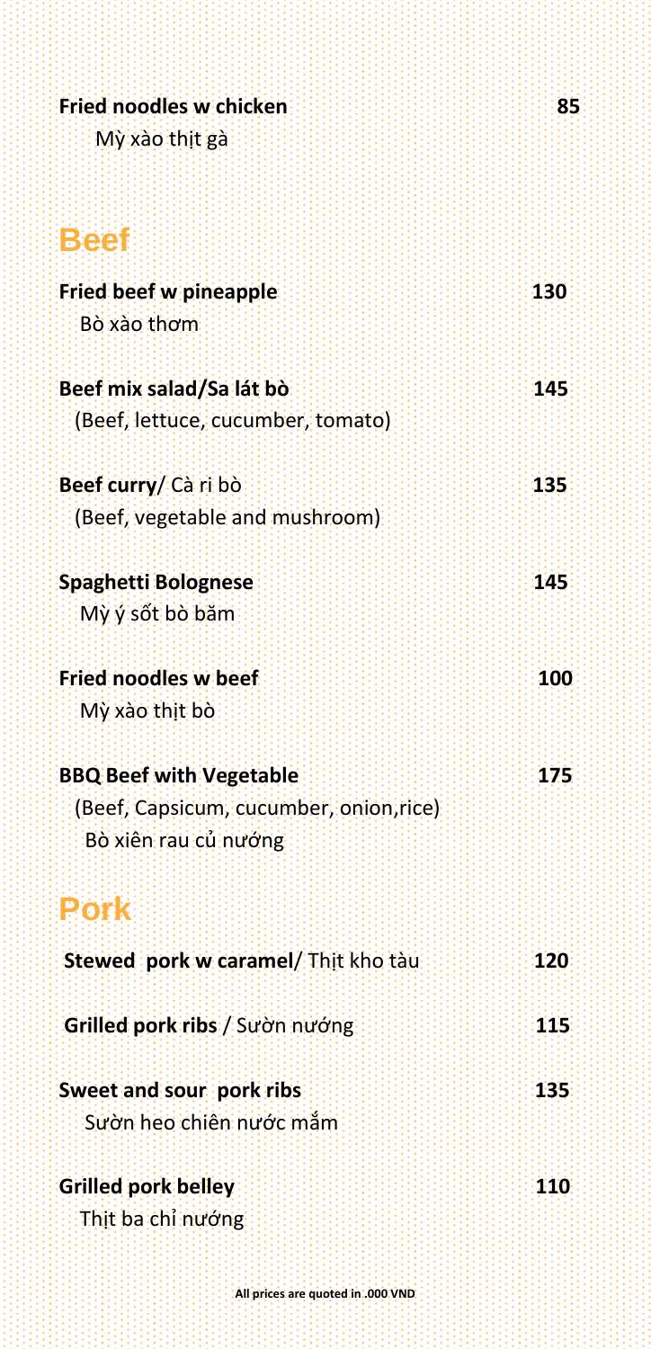**Fried noodles w chicken** 85
Mỳ xào thịt gà

## Beef

**Fried beef w pineapple** 130
Bò xào thơm

**Beef mix salad/Sa lát bò** 145
(Beef, lettuce, cucumber, tomato)

**Beef curry**/ Cà ri bò 135
(Beef, vegetable and mushroom)

**Spaghetti Bolognese** 145
Mỳ ý sốt bò băm

**Fried noodles w beef** 100
Mỳ xào thịt bò

**BBQ Beef with Vegetable** 175
(Beef, Capsicum, cucumber, onion,rice)
Bò xiên rau củ nướng

## Pork

**Stewed pork w caramel**/ Thịt kho tàu 120

**Grilled pork ribs** / Sườn nướng 115

**Sweet and sour pork ribs** 135
Sườn heo chiên nước mắm

**Grilled pork belley** 110
Thịt ba chỉ nướng

**All prices are quoted in .000 VND**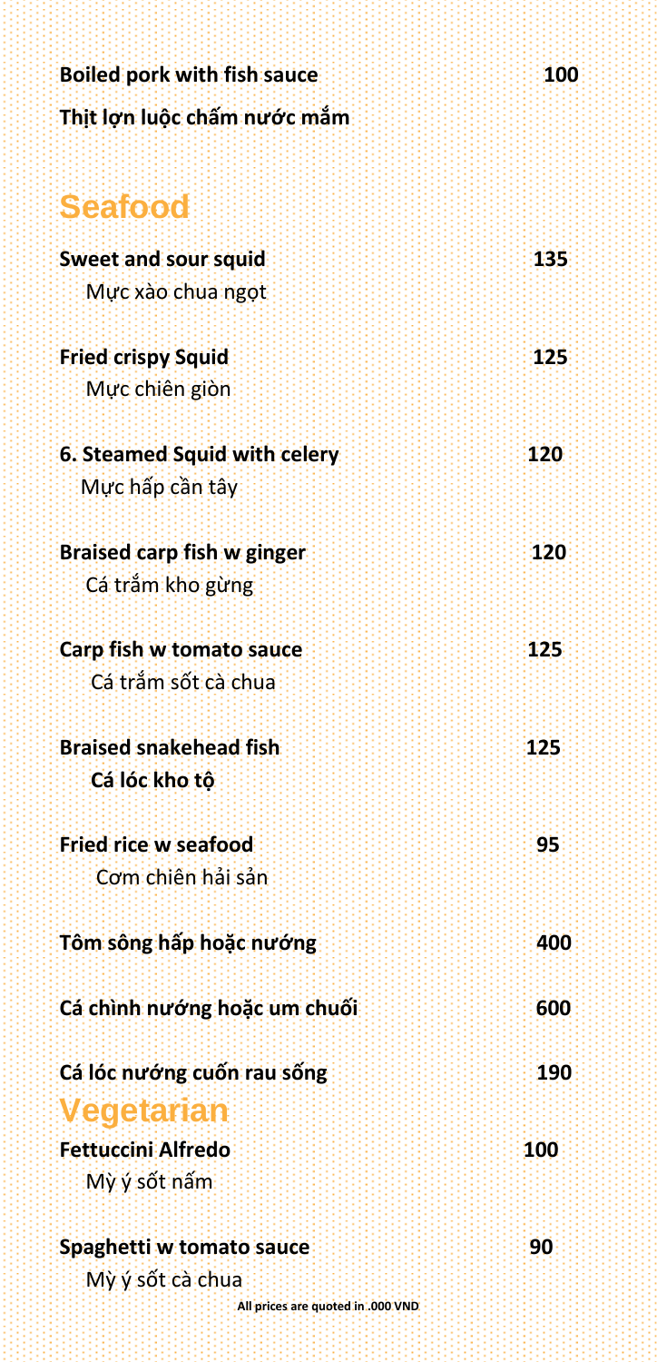**Boiled pork with fish sauce** **100**

**Thịt lợn luộc chấm nước mắm**

## Seafood

**Sweet and sour squid** **135**

Mực xào chua ngọt

**Fried crispy Squid** **125**

Mực chiên giòn

**6. Steamed Squid with celery** **120**

Mực hấp cần tây

**Braised carp fish w ginger** **120**

Cá trắm kho gừng

**Carp fish w tomato sauce** **125**

Cá trắm sốt cà chua

**Braised snakehead fish** **125**

**Cá lóc kho tộ**

**Fried rice w seafood** **95**

Cơm chiên hải sản

**Tôm sông hấp hoặc nướng** **400**

**Cá chình nướng hoặc um chuối** **600**

**Cá lóc nướng cuốn rau sống** **190**

## Vegetarian

**Fettuccini Alfredo** **100**

Mỳ ý sốt nấm

**Spaghetti w tomato sauce** **90**

Mỳ ý sốt cà chua

**All prices are quoted in .000 VND**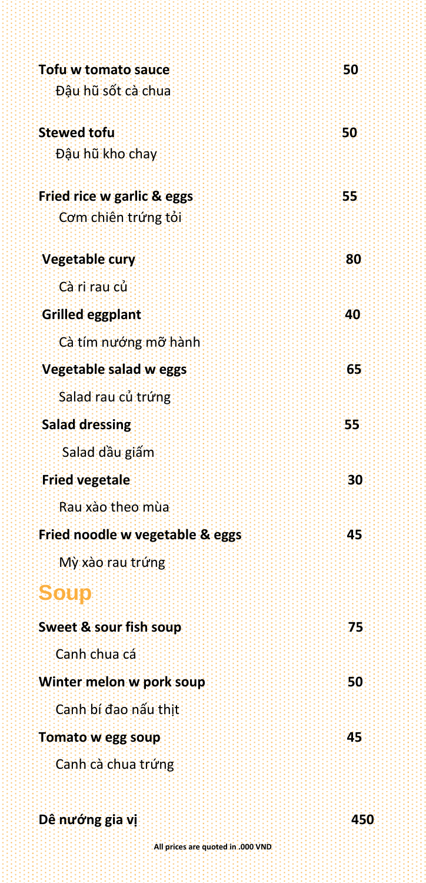**Tofu w tomato sauce** 50
Đậu hũ sốt cà chua

**Stewed tofu** 50
Đậu hũ kho chay

**Fried rice w garlic & eggs** 55
Cơm chiên trứng tỏi

**Vegetable cury** 80
Cà ri rau củ

**Grilled eggplant** 40
Cà tím nướng mỡ hành

**Vegetable salad w eggs** 65
Salad rau củ trứng

**Salad dressing** 55
Salad dầu giấm

**Fried vegetale** 30
Rau xào theo mùa

**Fried noodle w vegetable & eggs** 45
Mỳ xào rau trứng

## Soup

**Sweet & sour fish soup** 75
Canh chua cá

**Winter melon w pork soup** 50
Canh bí đao nấu thịt

**Tomato w egg soup** 45
Canh cà chua trứng

**Dê nướng gia vị** 450

**All prices are quoted in .000 VND**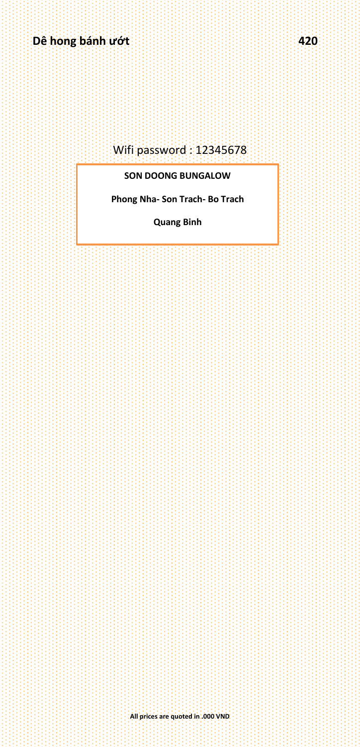| | |
|---|---|
| **Dê hong bánh ướt** | **420** |

Wifi password : 12345678

**SON DOONG BUNGALOW**

**Phong Nha- Son Trach- Bo Trach**

**Quang Binh**

**All prices are quoted in .000 VND**